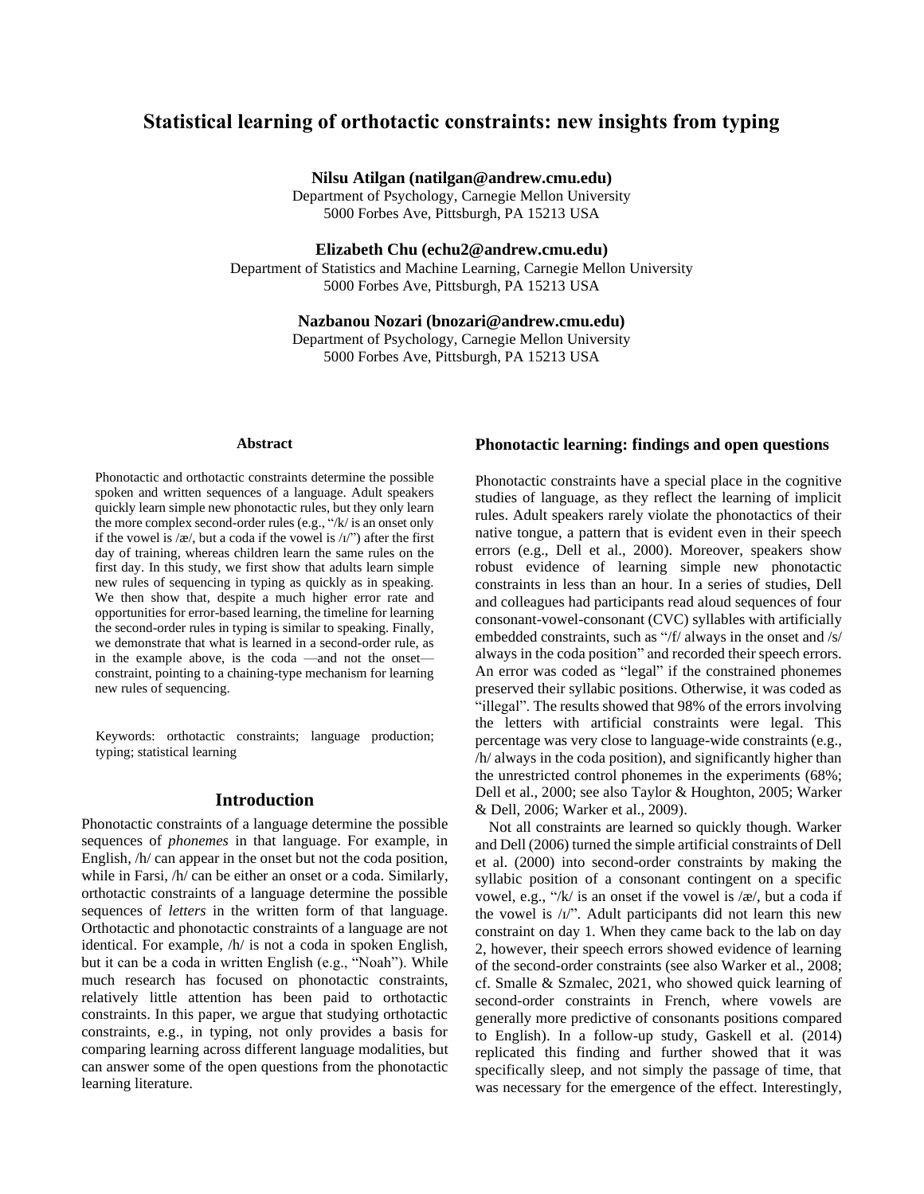# Statistical learning of orthotactic constraints: new insights from typing

**Nilsu Atilgan (natilgan@andrew.cmu.edu)**
Department of Psychology, Carnegie Mellon University
5000 Forbes Ave, Pittsburgh, PA 15213 USA

**Elizabeth Chu (echu2@andrew.cmu.edu)**
Department of Statistics and Machine Learning, Carnegie Mellon University
5000 Forbes Ave, Pittsburgh, PA 15213 USA

**Nazbanou Nozari (bnozari@andrew.cmu.edu)**
Department of Psychology, Carnegie Mellon University
5000 Forbes Ave, Pittsburgh, PA 15213 USA

## Abstract

Phonotactic and orthotactic constraints determine the possible spoken and written sequences of a language. Adult speakers quickly learn simple new phonotactic rules, but they only learn the more complex second-order rules (e.g., "/k/ is an onset only if the vowel is /æ/, but a coda if the vowel is /ɪ/") after the first day of training, whereas children learn the same rules on the first day. In this study, we first show that adults learn simple new rules of sequencing in typing as quickly as in speaking. We then show that, despite a much higher error rate and opportunities for error-based learning, the timeline for learning the second-order rules in typing is similar to speaking. Finally, we demonstrate that what is learned in a second-order rule, as in the example above, is the coda —and not the onset— constraint, pointing to a chaining-type mechanism for learning new rules of sequencing.

Keywords: orthotactic constraints; language production; typing; statistical learning

## Introduction

Phonotactic constraints of a language determine the possible sequences of *phonemes* in that language. For example, in English, /h/ can appear in the onset but not the coda position, while in Farsi, /h/ can be either an onset or a coda. Similarly, orthotactic constraints of a language determine the possible sequences of *letters* in the written form of that language. Orthotactic and phonotactic constraints of a language are not identical. For example, /h/ is not a coda in spoken English, but it can be a coda in written English (e.g., "Noah"). While much research has focused on phonotactic constraints, relatively little attention has been paid to orthotactic constraints. In this paper, we argue that studying orthotactic constraints, e.g., in typing, not only provides a basis for comparing learning across different language modalities, but can answer some of the open questions from the phonotactic learning literature.

## Phonotactic learning: findings and open questions

Phonotactic constraints have a special place in the cognitive studies of language, as they reflect the learning of implicit rules. Adult speakers rarely violate the phonotactics of their native tongue, a pattern that is evident even in their speech errors (e.g., Dell et al., 2000). Moreover, speakers show robust evidence of learning simple new phonotactic constraints in less than an hour. In a series of studies, Dell and colleagues had participants read aloud sequences of four consonant-vowel-consonant (CVC) syllables with artificially embedded constraints, such as "/f/ always in the onset and /s/ always in the coda position" and recorded their speech errors. An error was coded as "legal" if the constrained phonemes preserved their syllabic positions. Otherwise, it was coded as "illegal". The results showed that 98% of the errors involving the letters with artificial constraints were legal. This percentage was very close to language-wide constraints (e.g., /h/ always in the coda position), and significantly higher than the unrestricted control phonemes in the experiments (68%; Dell et al., 2000; see also Taylor & Houghton, 2005; Warker & Dell, 2006; Warker et al., 2009).

Not all constraints are learned so quickly though. Warker and Dell (2006) turned the simple artificial constraints of Dell et al. (2000) into second-order constraints by making the syllabic position of a consonant contingent on a specific vowel, e.g., "/k/ is an onset if the vowel is /æ/, but a coda if the vowel is /ɪ/". Adult participants did not learn this new constraint on day 1. When they came back to the lab on day 2, however, their speech errors showed evidence of learning of the second-order constraints (see also Warker et al., 2008; cf. Smalle & Szmalec, 2021, who showed quick learning of second-order constraints in French, where vowels are generally more predictive of consonants positions compared to English). In a follow-up study, Gaskell et al. (2014) replicated this finding and further showed that it was specifically sleep, and not simply the passage of time, that was necessary for the emergence of the effect. Interestingly,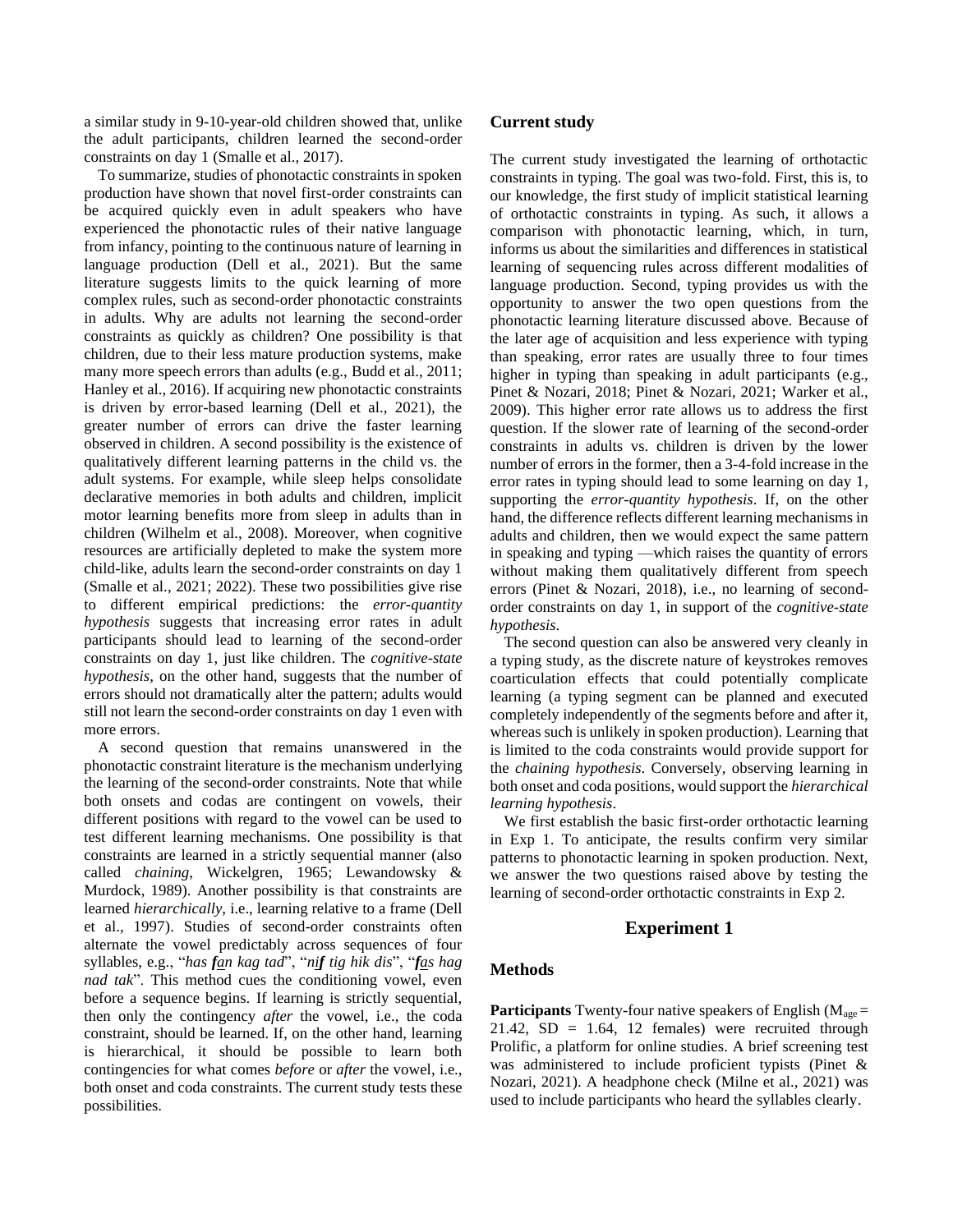a similar study in 9-10-year-old children showed that, unlike the adult participants, children learned the second-order constraints on day 1 (Smalle et al., 2017).

To summarize, studies of phonotactic constraints in spoken production have shown that novel first-order constraints can be acquired quickly even in adult speakers who have experienced the phonotactic rules of their native language from infancy, pointing to the continuous nature of learning in language production (Dell et al., 2021). But the same literature suggests limits to the quick learning of more complex rules, such as second-order phonotactic constraints in adults. Why are adults not learning the second-order constraints as quickly as children? One possibility is that children, due to their less mature production systems, make many more speech errors than adults (e.g., Budd et al., 2011; Hanley et al., 2016). If acquiring new phonotactic constraints is driven by error-based learning (Dell et al., 2021), the greater number of errors can drive the faster learning observed in children. A second possibility is the existence of qualitatively different learning patterns in the child vs. the adult systems. For example, while sleep helps consolidate declarative memories in both adults and children, implicit motor learning benefits more from sleep in adults than in children (Wilhelm et al., 2008). Moreover, when cognitive resources are artificially depleted to make the system more child-like, adults learn the second-order constraints on day 1 (Smalle et al., 2021; 2022). These two possibilities give rise to different empirical predictions: the *error-quantity hypothesis* suggests that increasing error rates in adult participants should lead to learning of the second-order constraints on day 1, just like children. The *cognitive-state hypothesis*, on the other hand, suggests that the number of errors should not dramatically alter the pattern; adults would still not learn the second-order constraints on day 1 even with more errors.

A second question that remains unanswered in the phonotactic constraint literature is the mechanism underlying the learning of the second-order constraints. Note that while both onsets and codas are contingent on vowels, their different positions with regard to the vowel can be used to test different learning mechanisms. One possibility is that constraints are learned in a strictly sequential manner (also called *chaining*, Wickelgren, 1965; Lewandowsky & Murdock, 1989). Another possibility is that constraints are learned *hierarchically*, i.e., learning relative to a frame (Dell et al., 1997). Studies of second-order constraints often alternate the vowel predictably across sequences of four syllables, e.g., "*has **f**a̲n kag tad*", "*ni**f** tig hik dis*", "***f**a̲s hag nad tak*". This method cues the conditioning vowel, even before a sequence begins. If learning is strictly sequential, then only the contingency *after* the vowel, i.e., the coda constraint, should be learned. If, on the other hand, learning is hierarchical, it should be possible to learn both contingencies for what comes *before* or *after* the vowel, i.e., both onset and coda constraints. The current study tests these possibilities.

## Current study

The current study investigated the learning of orthotactic constraints in typing. The goal was two-fold. First, this is, to our knowledge, the first study of implicit statistical learning of orthotactic constraints in typing. As such, it allows a comparison with phonotactic learning, which, in turn, informs us about the similarities and differences in statistical learning of sequencing rules across different modalities of language production. Second, typing provides us with the opportunity to answer the two open questions from the phonotactic learning literature discussed above. Because of the later age of acquisition and less experience with typing than speaking, error rates are usually three to four times higher in typing than speaking in adult participants (e.g., Pinet & Nozari, 2018; Pinet & Nozari, 2021; Warker et al., 2009). This higher error rate allows us to address the first question. If the slower rate of learning of the second-order constraints in adults vs. children is driven by the lower number of errors in the former, then a 3-4-fold increase in the error rates in typing should lead to some learning on day 1, supporting the *error-quantity hypothesis*. If, on the other hand, the difference reflects different learning mechanisms in adults and children, then we would expect the same pattern in speaking and typing —which raises the quantity of errors without making them qualitatively different from speech errors (Pinet & Nozari, 2018), i.e., no learning of second-order constraints on day 1, in support of the *cognitive-state hypothesis*.

The second question can also be answered very cleanly in a typing study, as the discrete nature of keystrokes removes coarticulation effects that could potentially complicate learning (a typing segment can be planned and executed completely independently of the segments before and after it, whereas such is unlikely in spoken production). Learning that is limited to the coda constraints would provide support for the *chaining hypothesis*. Conversely, observing learning in both onset and coda positions, would support the *hierarchical learning hypothesis*.

We first establish the basic first-order orthotactic learning in Exp 1. To anticipate, the results confirm very similar patterns to phonotactic learning in spoken production. Next, we answer the two questions raised above by testing the learning of second-order orthotactic constraints in Exp 2.

# Experiment 1

## Methods

**Participants** Twenty-four native speakers of English ($M_{age}$ = 21.42, SD = 1.64, 12 females) were recruited through Prolific, a platform for online studies. A brief screening test was administered to include proficient typists (Pinet & Nozari, 2021). A headphone check (Milne et al., 2021) was used to include participants who heard the syllables clearly.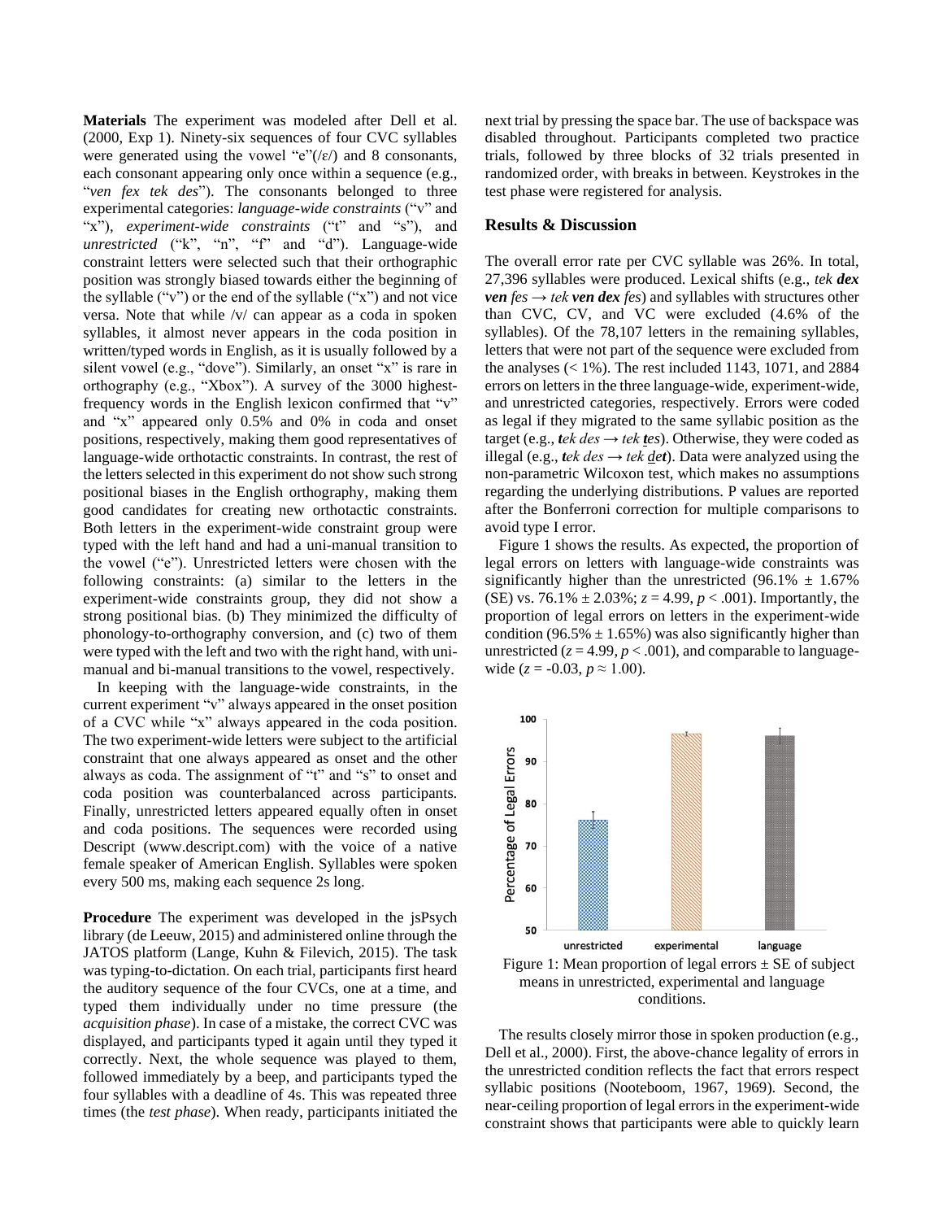**Materials** The experiment was modeled after Dell et al. (2000, Exp 1). Ninety-six sequences of four CVC syllables were generated using the vowel "e"(/ɛ/) and 8 consonants, each consonant appearing only once within a sequence (e.g., "*ven fex tek des*"). The consonants belonged to three experimental categories: *language-wide constraints* ("v" and "x"), *experiment-wide constraints* ("t" and "s"), and *unrestricted* ("k", "n", "f" and "d"). Language-wide constraint letters were selected such that their orthographic position was strongly biased towards either the beginning of the syllable ("v") or the end of the syllable ("x") and not vice versa. Note that while /v/ can appear as a coda in spoken syllables, it almost never appears in the coda position in written/typed words in English, as it is usually followed by a silent vowel (e.g., "dove"). Similarly, an onset "x" is rare in orthography (e.g., "Xbox"). A survey of the 3000 highest-frequency words in the English lexicon confirmed that "v" and "x" appeared only 0.5% and 0% in coda and onset positions, respectively, making them good representatives of language-wide orthotactic constraints. In contrast, the rest of the letters selected in this experiment do not show such strong positional biases in the English orthography, making them good candidates for creating new orthotactic constraints. Both letters in the experiment-wide constraint group were typed with the left hand and had a uni-manual transition to the vowel ("e"). Unrestricted letters were chosen with the following constraints: (a) similar to the letters in the experiment-wide constraints group, they did not show a strong positional bias. (b) They minimized the difficulty of phonology-to-orthography conversion, and (c) two of them were typed with the left and two with the right hand, with uni-manual and bi-manual transitions to the vowel, respectively.

In keeping with the language-wide constraints, in the current experiment "v" always appeared in the onset position of a CVC while "x" always appeared in the coda position. The two experiment-wide letters were subject to the artificial constraint that one always appeared as onset and the other always as coda. The assignment of "t" and "s" to onset and coda position was counterbalanced across participants. Finally, unrestricted letters appeared equally often in onset and coda positions. The sequences were recorded using Descript (www.descript.com) with the voice of a native female speaker of American English. Syllables were spoken every 500 ms, making each sequence 2s long.

**Procedure** The experiment was developed in the jsPsych library (de Leeuw, 2015) and administered online through the JATOS platform (Lange, Kuhn & Filevich, 2015). The task was typing-to-dictation. On each trial, participants first heard the auditory sequence of the four CVCs, one at a time, and typed them individually under no time pressure (the *acquisition phase*). In case of a mistake, the correct CVC was displayed, and participants typed it again until they typed it correctly. Next, the whole sequence was played to them, followed immediately by a beep, and participants typed the four syllables with a deadline of 4s. This was repeated three times (the *test phase*). When ready, participants initiated the next trial by pressing the space bar. The use of backspace was disabled throughout. Participants completed two practice trials, followed by three blocks of 32 trials presented in randomized order, with breaks in between. Keystrokes in the test phase were registered for analysis.

## Results & Discussion

The overall error rate per CVC syllable was 26%. In total, 27,396 syllables were produced. Lexical shifts (e.g., *tek **dex** **ven** fes* → *tek **ven** **dex** fes*) and syllables with structures other than CVC, CV, and VC were excluded (4.6% of the syllables). Of the 78,107 letters in the remaining syllables, letters that were not part of the sequence were excluded from the analyses (< 1%). The rest included 1143, 1071, and 2884 errors on letters in the three language-wide, experiment-wide, and unrestricted categories, respectively. Errors were coded as legal if they migrated to the same syllabic position as the target (e.g., ***t**ek des* → *tek **t**es*). Otherwise, they were coded as illegal (e.g., ***t**ek des* → *tek de**t***). Data were analyzed using the non-parametric Wilcoxon test, which makes no assumptions regarding the underlying distributions. P values are reported after the Bonferroni correction for multiple comparisons to avoid type I error.

Figure 1 shows the results. As expected, the proportion of legal errors on letters with language-wide constraints was significantly higher than the unrestricted (96.1% ± 1.67% (SE) vs. 76.1% ± 2.03%; $z = 4.99$, $p < .001$). Importantly, the proportion of legal errors on letters in the experiment-wide condition (96.5% ± 1.65%) was also significantly higher than unrestricted ($z = 4.99$, $p < .001$), and comparable to language-wide ($z = -0.03$, $p \approx 1.00$).

Figure 1: Mean proportion of legal errors ± SE of subject means in unrestricted, experimental and language conditions.

The results closely mirror those in spoken production (e.g., Dell et al., 2000). First, the above-chance legality of errors in the unrestricted condition reflects the fact that errors respect syllabic positions (Nooteboom, 1967, 1969). Second, the near-ceiling proportion of legal errors in the experiment-wide constraint shows that participants were able to quickly learn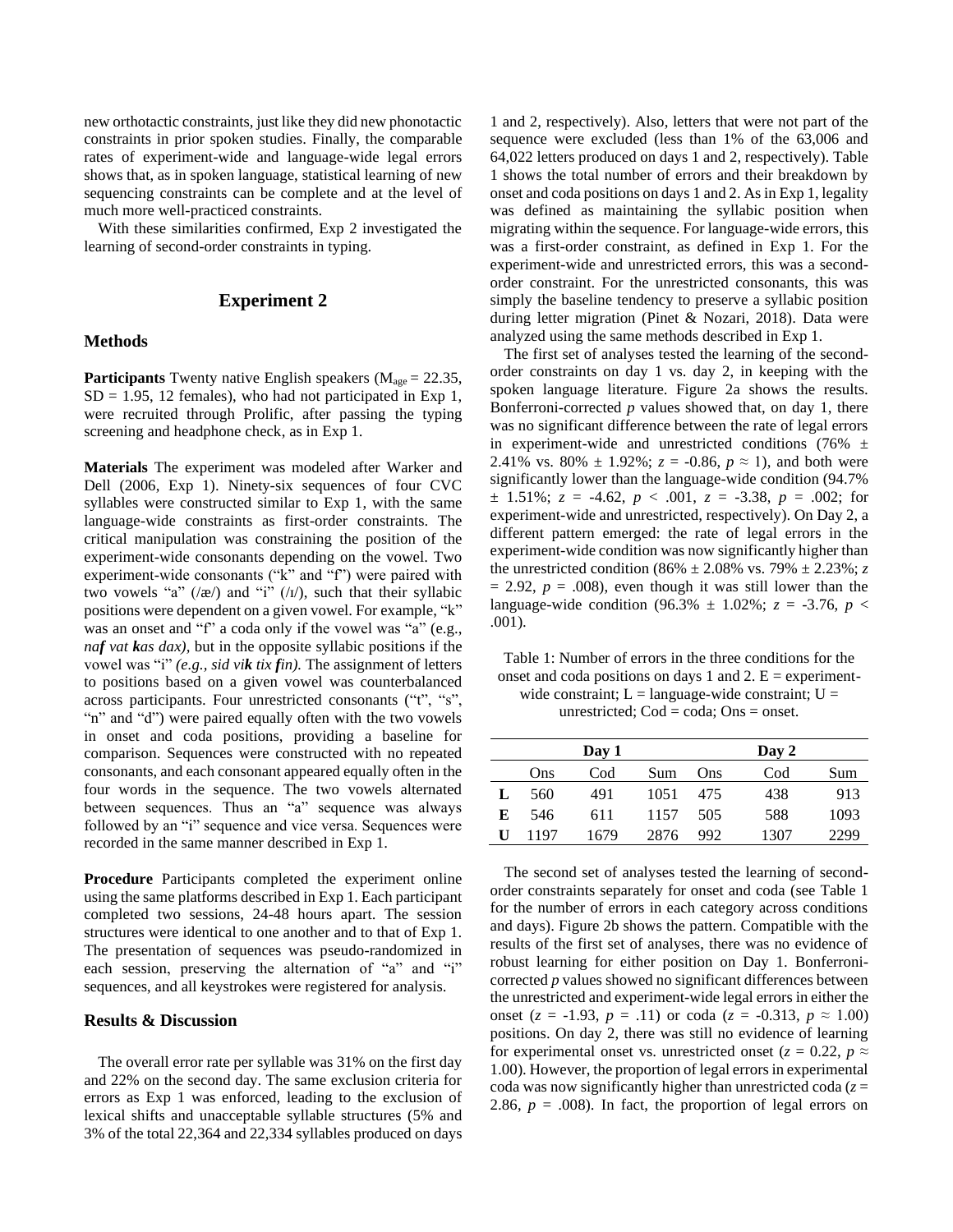new orthotactic constraints, just like they did new phonotactic constraints in prior spoken studies. Finally, the comparable rates of experiment-wide and language-wide legal errors shows that, as in spoken language, statistical learning of new sequencing constraints can be complete and at the level of much more well-practiced constraints.

With these similarities confirmed, Exp 2 investigated the learning of second-order constraints in typing.

## Experiment 2

### Methods

**Participants** Twenty native English speakers ($M_{age}$ = 22.35, SD = 1.95, 12 females), who had not participated in Exp 1, were recruited through Prolific, after passing the typing screening and headphone check, as in Exp 1.

**Materials** The experiment was modeled after Warker and Dell (2006, Exp 1). Ninety-six sequences of four CVC syllables were constructed similar to Exp 1, with the same language-wide constraints as first-order constraints. The critical manipulation was constraining the position of the experiment-wide consonants depending on the vowel. Two experiment-wide consonants ("k" and "f") were paired with two vowels "a" (/æ/) and "i" (/ɪ/), such that their syllabic positions were dependent on a given vowel. For example, "k" was an onset and "f" a coda only if the vowel was "a" (e.g., *na**f** vat **k**as dax)*, but in the opposite syllabic positions if the vowel was "i" *(e.g., sid vi**k** tix **f**in).* The assignment of letters to positions based on a given vowel was counterbalanced across participants. Four unrestricted consonants ("t", "s", "n" and "d") were paired equally often with the two vowels in onset and coda positions, providing a baseline for comparison. Sequences were constructed with no repeated consonants, and each consonant appeared equally often in the four words in the sequence. The two vowels alternated between sequences. Thus an "a" sequence was always followed by an "i" sequence and vice versa. Sequences were recorded in the same manner described in Exp 1.

**Procedure** Participants completed the experiment online using the same platforms described in Exp 1. Each participant completed two sessions, 24-48 hours apart. The session structures were identical to one another and to that of Exp 1. The presentation of sequences was pseudo-randomized in each session, preserving the alternation of "a" and "i" sequences, and all keystrokes were registered for analysis.

### Results & Discussion

The overall error rate per syllable was 31% on the first day and 22% on the second day. The same exclusion criteria for errors as Exp 1 was enforced, leading to the exclusion of lexical shifts and unacceptable syllable structures (5% and 3% of the total 22,364 and 22,334 syllables produced on days 1 and 2, respectively). Also, letters that were not part of the sequence were excluded (less than 1% of the 63,006 and 64,022 letters produced on days 1 and 2, respectively). Table 1 shows the total number of errors and their breakdown by onset and coda positions on days 1 and 2. As in Exp 1, legality was defined as maintaining the syllabic position when migrating within the sequence. For language-wide errors, this was a first-order constraint, as defined in Exp 1. For the experiment-wide and unrestricted errors, this was a second-order constraint. For the unrestricted consonants, this was simply the baseline tendency to preserve a syllabic position during letter migration (Pinet & Nozari, 2018). Data were analyzed using the same methods described in Exp 1.

The first set of analyses tested the learning of the second-order constraints on day 1 vs. day 2, in keeping with the spoken language literature. Figure 2a shows the results. Bonferroni-corrected *p* values showed that, on day 1, there was no significant difference between the rate of legal errors in experiment-wide and unrestricted conditions (76% ± 2.41% vs. 80% ± 1.92%; $z$ = -0.86, $p \approx 1$), and both were significantly lower than the language-wide condition (94.7% ± 1.51%; $z$ = -4.62, $p < .001$, $z$ = -3.38, $p$ = .002; for experiment-wide and unrestricted, respectively). On Day 2, a different pattern emerged: the rate of legal errors in the experiment-wide condition was now significantly higher than the unrestricted condition (86% ± 2.08% vs. 79% ± 2.23%; $z$ = 2.92, $p$ = .008), even though it was still lower than the language-wide condition (96.3% ± 1.02%; $z$ = -3.76, $p < .001$).

Table 1: Number of errors in the three conditions for the onset and coda positions on days 1 and 2. E = experiment-wide constraint; L = language-wide constraint; U = unrestricted; Cod = coda; Ons = onset.

| | Day 1 | | | Day 2 | | |
|---|---|---|---|---|---|---|
| | Ons | Cod | Sum | Ons | Cod | Sum |
| **L** | 560 | 491 | 1051 | 475 | 438 | 913 |
| **E** | 546 | 611 | 1157 | 505 | 588 | 1093 |
| **U** | 1197 | 1679 | 2876 | 992 | 1307 | 2299 |

The second set of analyses tested the learning of second-order constraints separately for onset and coda (see Table 1 for the number of errors in each category across conditions and days). Figure 2b shows the pattern. Compatible with the results of the first set of analyses, there was no evidence of robust learning for either position on Day 1. Bonferroni-corrected *p* values showed no significant differences between the unrestricted and experiment-wide legal errors in either the onset ($z$ = -1.93, $p$ = .11) or coda ($z$ = -0.313, $p \approx 1.00$) positions. On day 2, there was still no evidence of learning for experimental onset vs. unrestricted onset ($z$ = 0.22, $p \approx 1.00$). However, the proportion of legal errors in experimental coda was now significantly higher than unrestricted coda ($z$ = 2.86, $p$ = .008). In fact, the proportion of legal errors on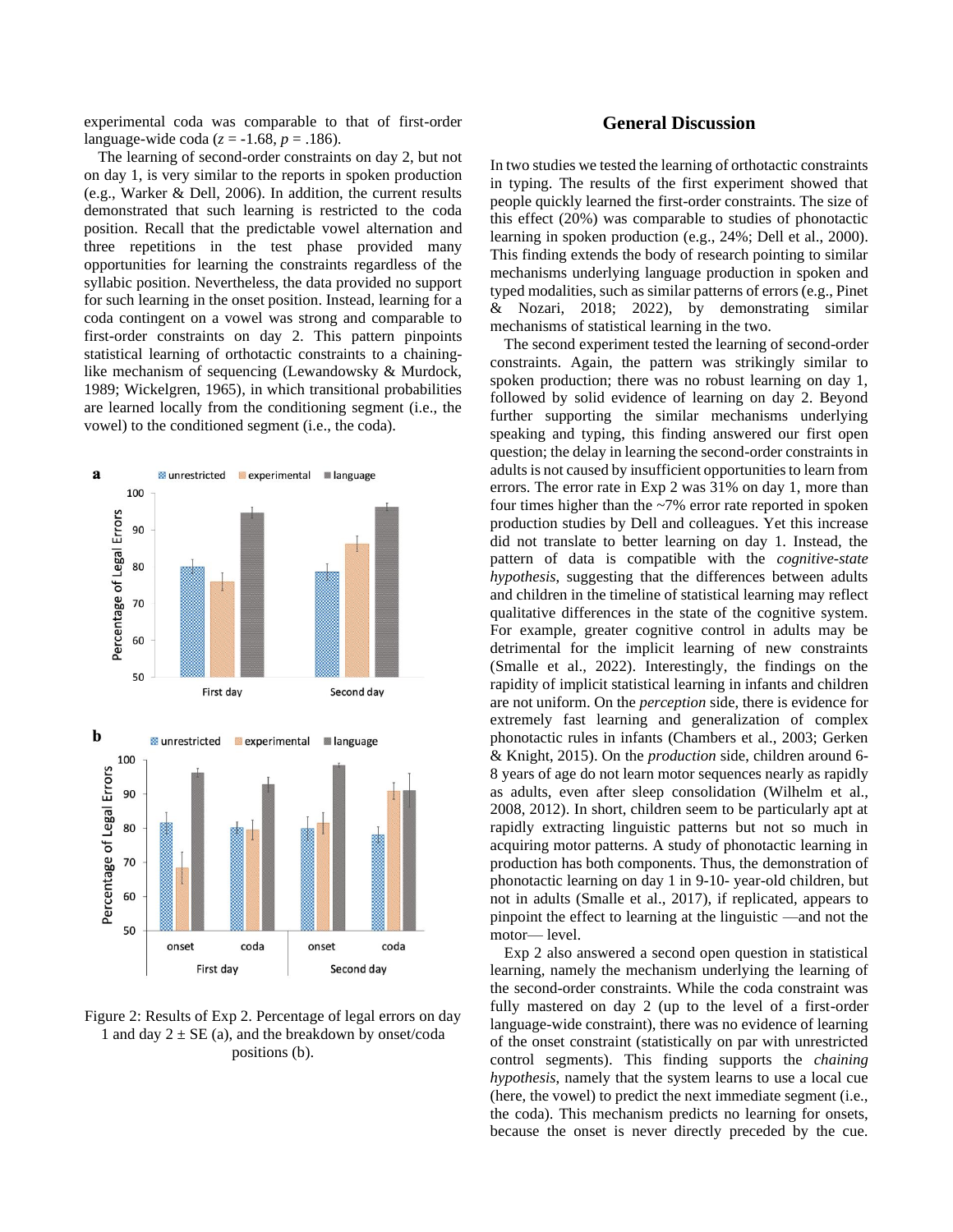experimental coda was comparable to that of first-order language-wide coda ($z = -1.68$, $p = .186$).

The learning of second-order constraints on day 2, but not on day 1, is very similar to the reports in spoken production (e.g., Warker & Dell, 2006). In addition, the current results demonstrated that such learning is restricted to the coda position. Recall that the predictable vowel alternation and three repetitions in the test phase provided many opportunities for learning the constraints regardless of the syllabic position. Nevertheless, the data provided no support for such learning in the onset position. Instead, learning for a coda contingent on a vowel was strong and comparable to first-order constraints on day 2. This pattern pinpoints statistical learning of orthotactic constraints to a chaining-like mechanism of sequencing (Lewandowsky & Murdock, 1989; Wickelgren, 1965), in which transitional probabilities are learned locally from the conditioning segment (i.e., the vowel) to the conditioned segment (i.e., the coda).

Figure 2: Results of Exp 2. Percentage of legal errors on day 1 and day 2 ± SE (a), and the breakdown by onset/coda positions (b).

## General Discussion

In two studies we tested the learning of orthotactic constraints in typing. The results of the first experiment showed that people quickly learned the first-order constraints. The size of this effect (20%) was comparable to studies of phonotactic learning in spoken production (e.g., 24%; Dell et al., 2000). This finding extends the body of research pointing to similar mechanisms underlying language production in spoken and typed modalities, such as similar patterns of errors (e.g., Pinet & Nozari, 2018; 2022), by demonstrating similar mechanisms of statistical learning in the two.

The second experiment tested the learning of second-order constraints. Again, the pattern was strikingly similar to spoken production; there was no robust learning on day 1, followed by solid evidence of learning on day 2. Beyond further supporting the similar mechanisms underlying speaking and typing, this finding answered our first open question; the delay in learning the second-order constraints in adults is not caused by insufficient opportunities to learn from errors. The error rate in Exp 2 was 31% on day 1, more than four times higher than the ~7% error rate reported in spoken production studies by Dell and colleagues. Yet this increase did not translate to better learning on day 1. Instead, the pattern of data is compatible with the *cognitive-state hypothesis*, suggesting that the differences between adults and children in the timeline of statistical learning may reflect qualitative differences in the state of the cognitive system. For example, greater cognitive control in adults may be detrimental for the implicit learning of new constraints (Smalle et al., 2022). Interestingly, the findings on the rapidity of implicit statistical learning in infants and children are not uniform. On the *perception* side, there is evidence for extremely fast learning and generalization of complex phonotactic rules in infants (Chambers et al., 2003; Gerken & Knight, 2015). On the *production* side, children around 6-8 years of age do not learn motor sequences nearly as rapidly as adults, even after sleep consolidation (Wilhelm et al., 2008, 2012). In short, children seem to be particularly apt at rapidly extracting linguistic patterns but not so much in acquiring motor patterns. A study of phonotactic learning in production has both components. Thus, the demonstration of phonotactic learning on day 1 in 9-10- year-old children, but not in adults (Smalle et al., 2017), if replicated, appears to pinpoint the effect to learning at the linguistic —and not the motor— level.

Exp 2 also answered a second open question in statistical learning, namely the mechanism underlying the learning of the second-order constraints. While the coda constraint was fully mastered on day 2 (up to the level of a first-order language-wide constraint), there was no evidence of learning of the onset constraint (statistically on par with unrestricted control segments). This finding supports the *chaining hypothesis*, namely that the system learns to use a local cue (here, the vowel) to predict the next immediate segment (i.e., the coda). This mechanism predicts no learning for onsets, because the onset is never directly preceded by the cue.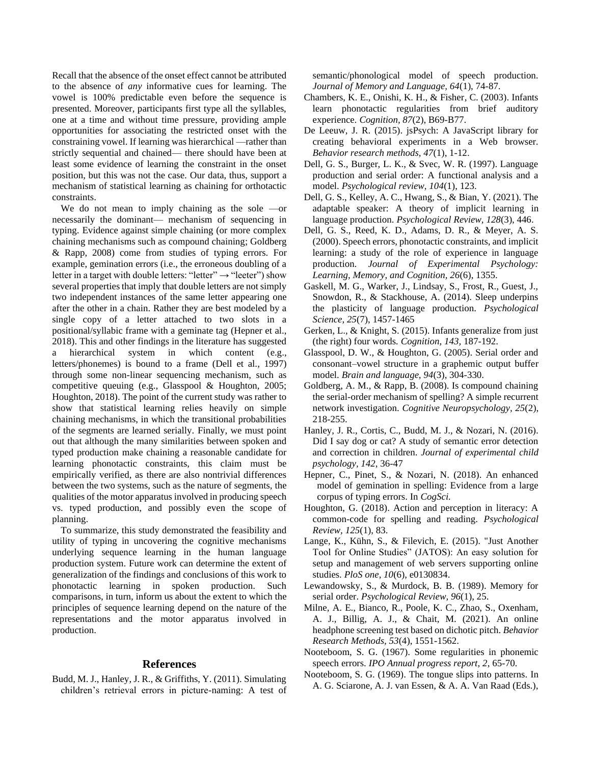Recall that the absence of the onset effect cannot be attributed to the absence of *any* informative cues for learning. The vowel is 100% predictable even before the sequence is presented. Moreover, participants first type all the syllables, one at a time and without time pressure, providing ample opportunities for associating the restricted onset with the constraining vowel. If learning was hierarchical —rather than strictly sequential and chained— there should have been at least some evidence of learning the constraint in the onset position, but this was not the case. Our data, thus, support a mechanism of statistical learning as chaining for orthotactic constraints.

We do not mean to imply chaining as the sole —or necessarily the dominant— mechanism of sequencing in typing. Evidence against simple chaining (or more complex chaining mechanisms such as compound chaining; Goldberg & Rapp, 2008) come from studies of typing errors. For example, gemination errors (i.e., the erroneous doubling of a letter in a target with double letters: "letter" → "leeter") show several properties that imply that double letters are not simply two independent instances of the same letter appearing one after the other in a chain. Rather they are best modeled by a single copy of a letter attached to two slots in a positional/syllabic frame with a geminate tag (Hepner et al., 2018). This and other findings in the literature has suggested a hierarchical system in which content (e.g., letters/phonemes) is bound to a frame (Dell et al., 1997) through some non-linear sequencing mechanism, such as competitive queuing (e.g., Glasspool & Houghton, 2005; Houghton, 2018). The point of the current study was rather to show that statistical learning relies heavily on simple chaining mechanisms, in which the transitional probabilities of the segments are learned serially. Finally, we must point out that although the many similarities between spoken and typed production make chaining a reasonable candidate for learning phonotactic constraints, this claim must be empirically verified, as there are also nontrivial differences between the two systems, such as the nature of segments, the qualities of the motor apparatus involved in producing speech vs. typed production, and possibly even the scope of planning.

To summarize, this study demonstrated the feasibility and utility of typing in uncovering the cognitive mechanisms underlying sequence learning in the human language production system. Future work can determine the extent of generalization of the findings and conclusions of this work to phonotactic learning in spoken production. Such comparisons, in turn, inform us about the extent to which the principles of sequence learning depend on the nature of the representations and the motor apparatus involved in production.

## References

Budd, M. J., Hanley, J. R., & Griffiths, Y. (2011). Simulating children's retrieval errors in picture-naming: A test of semantic/phonological model of speech production. *Journal of Memory and Language, 64*(1), 74-87.

Chambers, K. E., Onishi, K. H., & Fisher, C. (2003). Infants learn phonotactic regularities from brief auditory experience. *Cognition, 87*(2), B69-B77.

De Leeuw, J. R. (2015). jsPsych: A JavaScript library for creating behavioral experiments in a Web browser. *Behavior research methods, 47*(1), 1-12.

Dell, G. S., Burger, L. K., & Svec, W. R. (1997). Language production and serial order: A functional analysis and a model. *Psychological review, 104*(1), 123.

Dell, G. S., Kelley, A. C., Hwang, S., & Bian, Y. (2021). The adaptable speaker: A theory of implicit learning in language production. *Psychological Review, 128*(3), 446.

Dell, G. S., Reed, K. D., Adams, D. R., & Meyer, A. S. (2000). Speech errors, phonotactic constraints, and implicit learning: a study of the role of experience in language production. *Journal of Experimental Psychology: Learning, Memory, and Cognition, 26*(6), 1355.

Gaskell, M. G., Warker, J., Lindsay, S., Frost, R., Guest, J., Snowdon, R., & Stackhouse, A. (2014). Sleep underpins the plasticity of language production. *Psychological Science, 25*(7), 1457-1465

Gerken, L., & Knight, S. (2015). Infants generalize from just (the right) four words. *Cognition, 143,* 187-192.

Glasspool, D. W., & Houghton, G. (2005). Serial order and consonant–vowel structure in a graphemic output buffer model. *Brain and language, 94*(3), 304-330.

Goldberg, A. M., & Rapp, B. (2008). Is compound chaining the serial-order mechanism of spelling? A simple recurrent network investigation. *Cognitive Neuropsychology, 25*(2), 218-255.

Hanley, J. R., Cortis, C., Budd, M. J., & Nozari, N. (2016). Did I say dog or cat? A study of semantic error detection and correction in children. *Journal of experimental child psychology, 142*, 36-47

Hepner, C., Pinet, S., & Nozari, N. (2018). An enhanced model of gemination in spelling: Evidence from a large corpus of typing errors. In *CogSci.*

Houghton, G. (2018). Action and perception in literacy: A common-code for spelling and reading. *Psychological Review, 125*(1), 83.

Lange, K., Kühn, S., & Filevich, E. (2015). "Just Another Tool for Online Studies" (JATOS): An easy solution for setup and management of web servers supporting online studies. *PloS one, 10*(6), e0130834.

Lewandowsky, S., & Murdock, B. B. (1989). Memory for serial order. *Psychological Review, 96*(1), 25.

Milne, A. E., Bianco, R., Poole, K. C., Zhao, S., Oxenham, A. J., Billig, A. J., & Chait, M. (2021). An online headphone screening test based on dichotic pitch. *Behavior Research Methods, 53*(4), 1551-1562.

Nooteboom, S. G. (1967). Some regularities in phonemic speech errors. *IPO Annual progress report, 2*, 65-70.

Nooteboom, S. G. (1969). The tongue slips into patterns. In A. G. Sciarone, A. J. van Essen, & A. A. Van Raad (Eds.),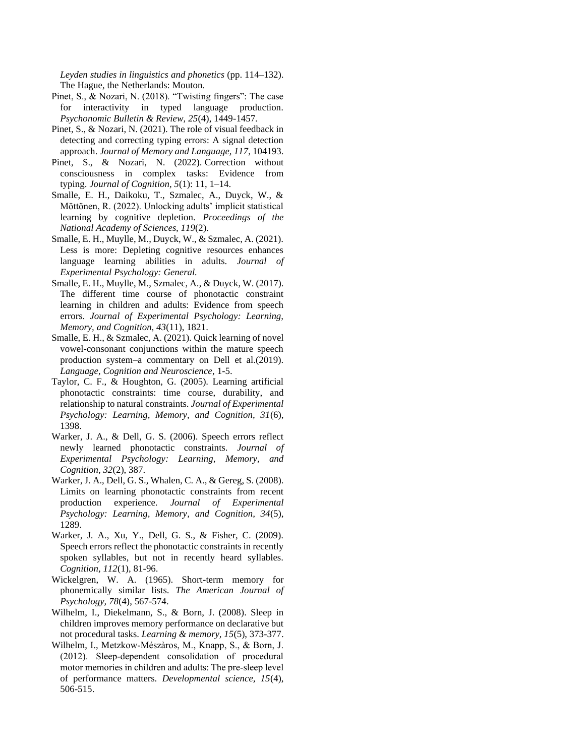*Leyden studies in linguistics and phonetics* (pp. 114–132). The Hague, the Netherlands: Mouton.

Pinet, S., & Nozari, N. (2018). "Twisting fingers": The case for interactivity in typed language production. *Psychonomic Bulletin & Review, 25*(4), 1449-1457.

Pinet, S., & Nozari, N. (2021). The role of visual feedback in detecting and correcting typing errors: A signal detection approach. *Journal of Memory and Language, 117*, 104193.

Pinet, S., & Nozari, N. (2022). Correction without consciousness in complex tasks: Evidence from typing. *Journal of Cognition, 5*(1): 11, 1–14.

Smalle, E. H., Daikoku, T., Szmalec, A., Duyck, W., & Möttönen, R. (2022). Unlocking adults' implicit statistical learning by cognitive depletion. *Proceedings of the National Academy of Sciences, 119*(2).

Smalle, E. H., Muylle, M., Duyck, W., & Szmalec, A. (2021). Less is more: Depleting cognitive resources enhances language learning abilities in adults. *Journal of Experimental Psychology: General.*

Smalle, E. H., Muylle, M., Szmalec, A., & Duyck, W. (2017). The different time course of phonotactic constraint learning in children and adults: Evidence from speech errors. *Journal of Experimental Psychology: Learning, Memory, and Cognition, 43*(11), 1821.

Smalle, E. H., & Szmalec, A. (2021). Quick learning of novel vowel-consonant conjunctions within the mature speech production system–a commentary on Dell et al.(2019). *Language, Cognition and Neuroscience*, 1-5.

Taylor, C. F., & Houghton, G. (2005). Learning artificial phonotactic constraints: time course, durability, and relationship to natural constraints. *Journal of Experimental Psychology: Learning, Memory, and Cognition, 31*(6), 1398.

Warker, J. A., & Dell, G. S. (2006). Speech errors reflect newly learned phonotactic constraints. *Journal of Experimental Psychology: Learning, Memory, and Cognition, 32*(2), 387.

Warker, J. A., Dell, G. S., Whalen, C. A., & Gereg, S. (2008). Limits on learning phonotactic constraints from recent production experience. *Journal of Experimental Psychology: Learning, Memory, and Cognition, 34*(5), 1289.

Warker, J. A., Xu, Y., Dell, G. S., & Fisher, C. (2009). Speech errors reflect the phonotactic constraints in recently spoken syllables, but not in recently heard syllables. *Cognition, 112*(1), 81-96.

Wickelgren, W. A. (1965). Short-term memory for phonemically similar lists. *The American Journal of Psychology, 78*(4), 567-574.

Wilhelm, I., Diekelmann, S., & Born, J. (2008). Sleep in children improves memory performance on declarative but not procedural tasks. *Learning & memory, 15*(5), 373-377.

Wilhelm, I., Metzkow-Mészàros, M., Knapp, S., & Born, J. (2012). Sleep-dependent consolidation of procedural motor memories in children and adults: The pre-sleep level of performance matters. *Developmental science, 15*(4), 506-515.